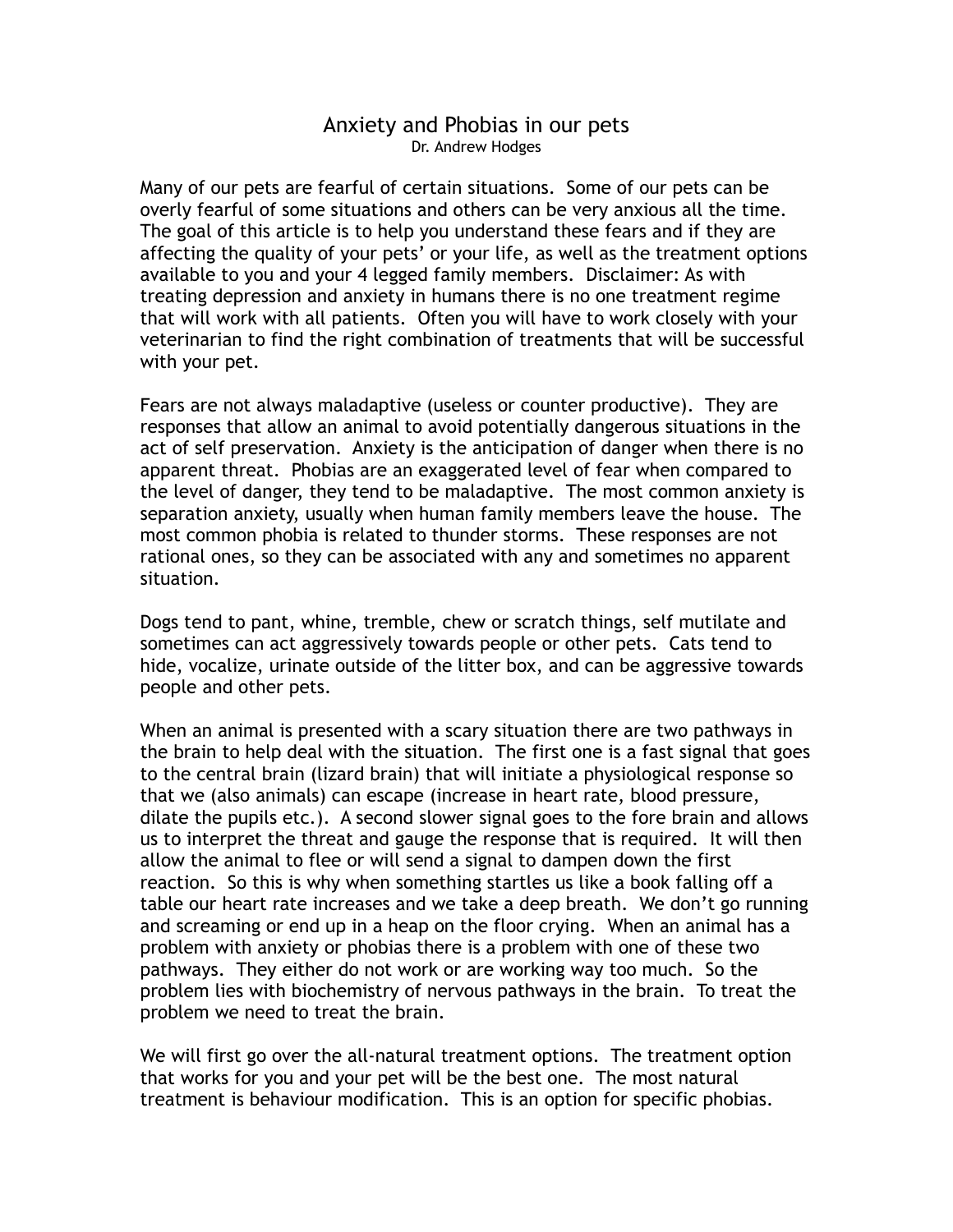# Anxiety and Phobias in our pets

Dr. Andrew Hodges

Many of our pets are fearful of certain situations. Some of our pets can be overly fearful of some situations and others can be very anxious all the time. The goal of this article is to help you understand these fears and if they are affecting the quality of your pets' or your life, as well as the treatment options available to you and your 4 legged family members. Disclaimer: As with treating depression and anxiety in humans there is no one treatment regime that will work with all patients. Often you will have to work closely with your veterinarian to find the right combination of treatments that will be successful with your pet.

Fears are not always maladaptive (useless or counter productive). They are responses that allow an animal to avoid potentially dangerous situations in the act of self preservation. Anxiety is the anticipation of danger when there is no apparent threat. Phobias are an exaggerated level of fear when compared to the level of danger, they tend to be maladaptive. The most common anxiety is separation anxiety, usually when human family members leave the house. The most common phobia is related to thunder storms. These responses are not rational ones, so they can be associated with any and sometimes no apparent situation.

Dogs tend to pant, whine, tremble, chew or scratch things, self mutilate and sometimes can act aggressively towards people or other pets. Cats tend to hide, vocalize, urinate outside of the litter box, and can be aggressive towards people and other pets.

When an animal is presented with a scary situation there are two pathways in the brain to help deal with the situation. The first one is a fast signal that goes to the central brain (lizard brain) that will initiate a physiological response so that we (also animals) can escape (increase in heart rate, blood pressure, dilate the pupils etc.). A second slower signal goes to the fore brain and allows us to interpret the threat and gauge the response that is required. It will then allow the animal to flee or will send a signal to dampen down the first reaction. So this is why when something startles us like a book falling off a table our heart rate increases and we take a deep breath. We don't go running and screaming or end up in a heap on the floor crying. When an animal has a problem with anxiety or phobias there is a problem with one of these two pathways. They either do not work or are working way too much. So the problem lies with biochemistry of nervous pathways in the brain. To treat the problem we need to treat the brain.

We will first go over the all-natural treatment options. The treatment option that works for you and your pet will be the best one. The most natural treatment is behaviour modification. This is an option for specific phobias.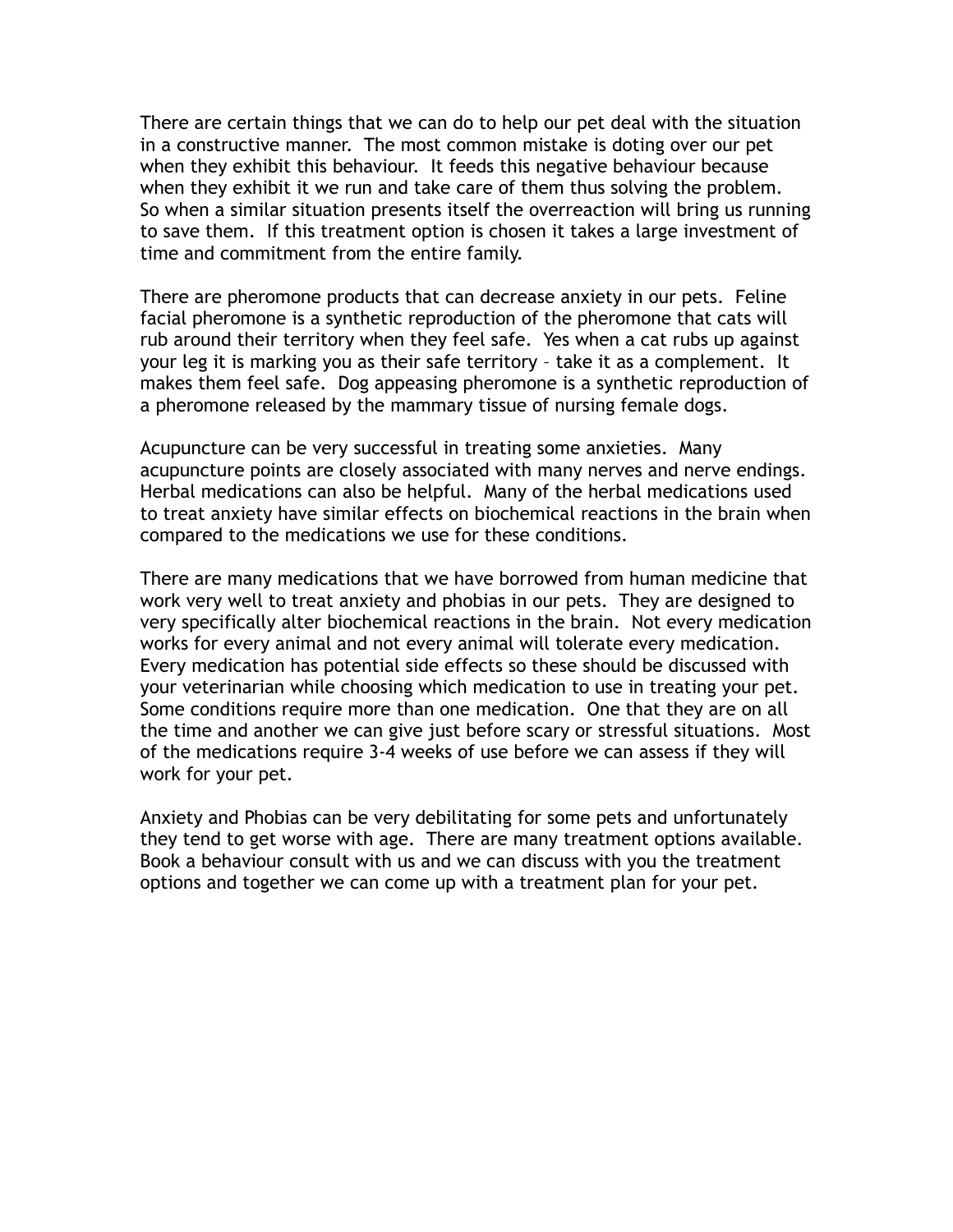There are certain things that we can do to help our pet deal with the situation in a constructive manner. The most common mistake is doting over our pet when they exhibit this behaviour. It feeds this negative behaviour because when they exhibit it we run and take care of them thus solving the problem. So when a similar situation presents itself the overreaction will bring us running to save them. If this treatment option is chosen it takes a large investment of time and commitment from the entire family.

There are pheromone products that can decrease anxiety in our pets. Feline facial pheromone is a synthetic reproduction of the pheromone that cats will rub around their territory when they feel safe. Yes when a cat rubs up against your leg it is marking you as their safe territory – take it as a complement. It makes them feel safe. Dog appeasing pheromone is a synthetic reproduction of a pheromone released by the mammary tissue of nursing female dogs.

Acupuncture can be very successful in treating some anxieties. Many acupuncture points are closely associated with many nerves and nerve endings. Herbal medications can also be helpful. Many of the herbal medications used to treat anxiety have similar effects on biochemical reactions in the brain when compared to the medications we use for these conditions.

There are many medications that we have borrowed from human medicine that work very well to treat anxiety and phobias in our pets. They are designed to very specifically alter biochemical reactions in the brain. Not every medication works for every animal and not every animal will tolerate every medication. Every medication has potential side effects so these should be discussed with your veterinarian while choosing which medication to use in treating your pet. Some conditions require more than one medication. One that they are on all the time and another we can give just before scary or stressful situations. Most of the medications require 3-4 weeks of use before we can assess if they will work for your pet.

Anxiety and Phobias can be very debilitating for some pets and unfortunately they tend to get worse with age. There are many treatment options available. Book a behaviour consult with us and we can discuss with you the treatment options and together we can come up with a treatment plan for your pet.